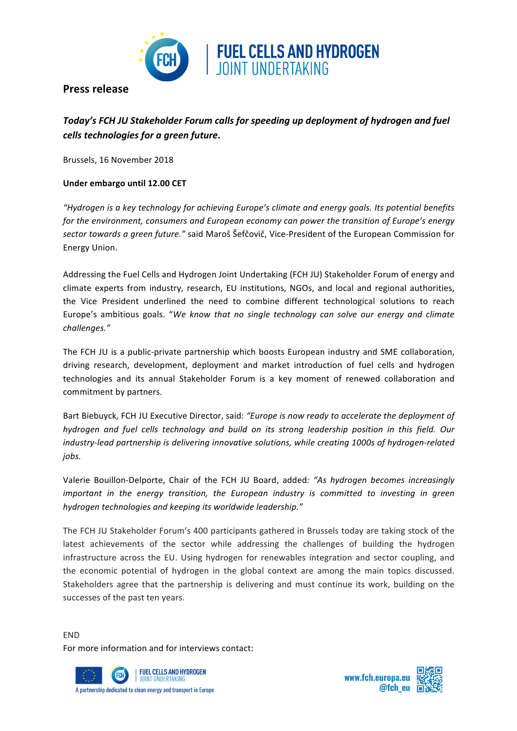**FUEL CELLS AND HYDROGEN**
JOINT UNDERTAKING

## Press release

***Today's FCH JU Stakeholder Forum calls for speeding up deployment of hydrogen and fuel cells technologies for a green future*.**

Brussels, 16 November 2018

**Under embargo until 12.00 CET**

*"Hydrogen is a key technology for achieving Europe's climate and energy goals. Its potential benefits for the environment, consumers and European economy can power the transition of Europe's energy sector towards a green future."* said Maroš Šefčovič, Vice-President of the European Commission for Energy Union.

Addressing the Fuel Cells and Hydrogen Joint Undertaking (FCH JU) Stakeholder Forum of energy and climate experts from industry, research, EU institutions, NGOs, and local and regional authorities, the Vice President underlined the need to combine different technological solutions to reach Europe's ambitious goals. "*We know that no single technology can solve our energy and climate challenges."*

The FCH JU is a public-private partnership which boosts European industry and SME collaboration, driving research, development, deployment and market introduction of fuel cells and hydrogen technologies and its annual Stakeholder Forum is a key moment of renewed collaboration and commitment by partners.

Bart Biebuyck, FCH JU Executive Director, said: *"Europe is now ready to accelerate the deployment of hydrogen and fuel cells technology and build on its strong leadership position in this field. Our industry-lead partnership is delivering innovative solutions, while creating 1000s of hydrogen-related jobs.*

Valerie Bouillon-Delporte, Chair of the FCH JU Board, added*: "As hydrogen becomes increasingly important in the energy transition, the European industry is committed to investing in green hydrogen technologies and keeping its worldwide leadership."*

The FCH JU Stakeholder Forum's 400 participants gathered in Brussels today are taking stock of the latest achievements of the sector while addressing the challenges of building the hydrogen infrastructure across the EU. Using hydrogen for renewables integration and sector coupling, and the economic potential of hydrogen in the global context are among the main topics discussed. Stakeholders agree that the partnership is delivering and must continue its work, building on the successes of the past ten years.

END

For more information and for interviews contact: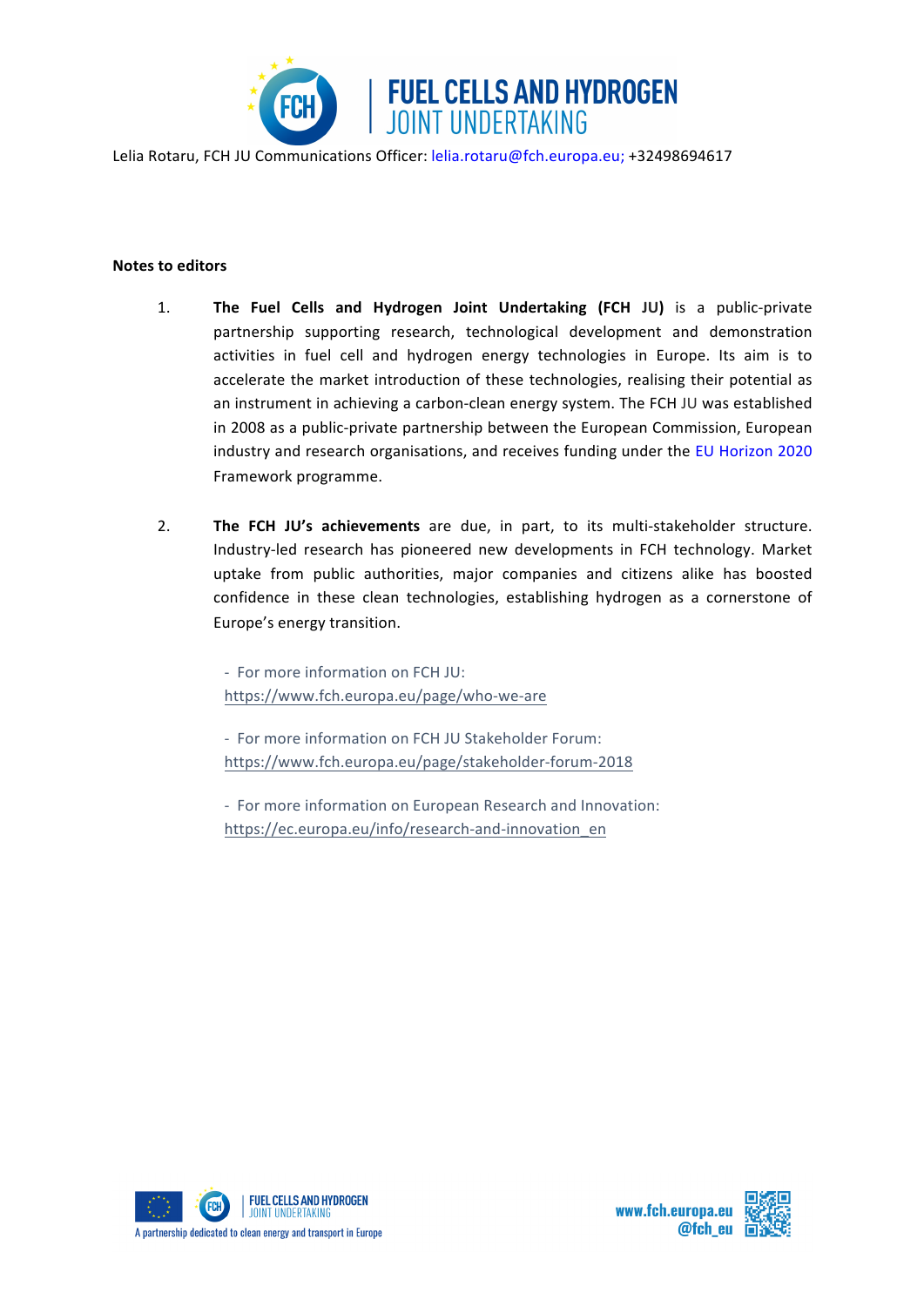Lelia Rotaru, FCH JU Communications Officer: lelia.rotaru@fch.europa.eu; +32498694617

**Notes to editors**

1. **The Fuel Cells and Hydrogen Joint Undertaking (FCH JU)** is a public-private partnership supporting research, technological development and demonstration activities in fuel cell and hydrogen energy technologies in Europe. Its aim is to accelerate the market introduction of these technologies, realising their potential as an instrument in achieving a carbon-clean energy system. The FCH JU was established in 2008 as a public-private partnership between the European Commission, European industry and research organisations, and receives funding under the EU Horizon 2020 Framework programme.

2. **The FCH JU's achievements** are due, in part, to its multi-stakeholder structure. Industry-led research has pioneered new developments in FCH technology. Market uptake from public authorities, major companies and citizens alike has boosted confidence in these clean technologies, establishing hydrogen as a cornerstone of Europe's energy transition.

   - For more information on FCH JU: https://www.fch.europa.eu/page/who-we-are

   - For more information on FCH JU Stakeholder Forum: https://www.fch.europa.eu/page/stakeholder-forum-2018

   - For more information on European Research and Innovation: https://ec.europa.eu/info/research-and-innovation_en